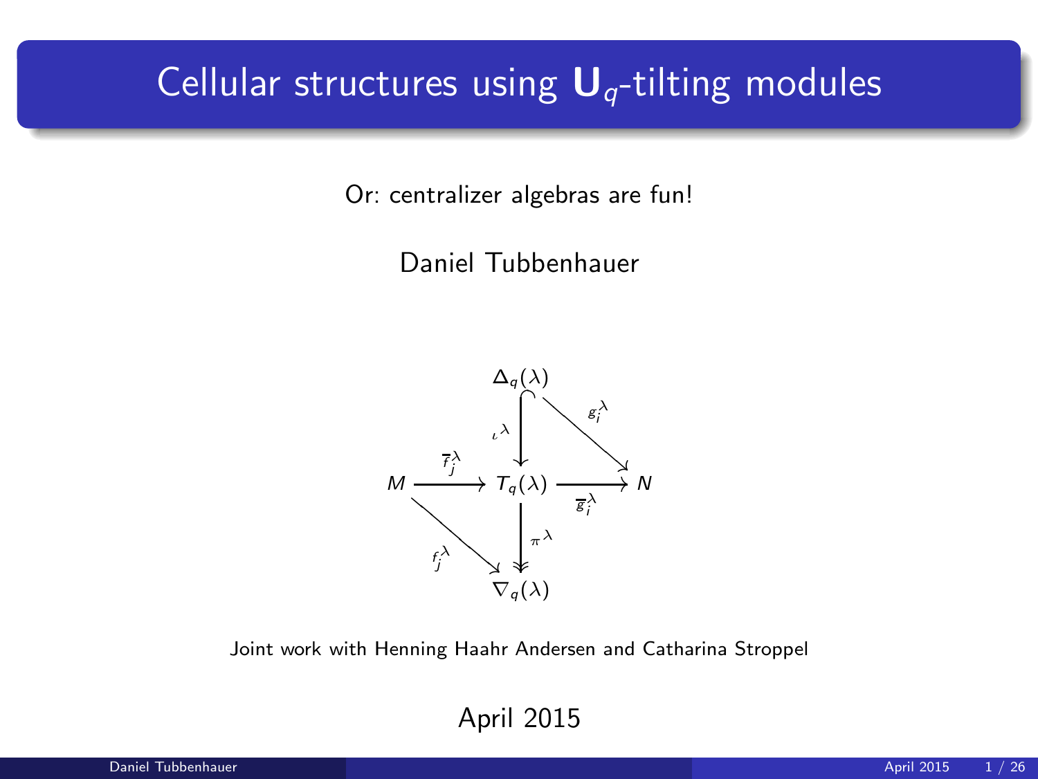# Cellular structures using $\mathbf{U}_q$-tilting modules

Or: centralizer algebras are fun!

Daniel Tubbenhauer

$$
\begin{array}{ccccc}
 & & \Delta_q(\lambda) & & \\
 & & \downarrow \iota^\lambda & \searrow g_i^\lambda & \\
M & \xrightarrow{\overline{f}_j^\lambda} & T_q(\lambda) & \xrightarrow{\overline{g}_i^\lambda} & N \\
 & \searrow f_j^\lambda & \downarrow \pi^\lambda & & \\
 & & \nabla_q(\lambda) & &
\end{array}
$$

Joint work with Henning Haahr Andersen and Catharina Stroppel

April 2015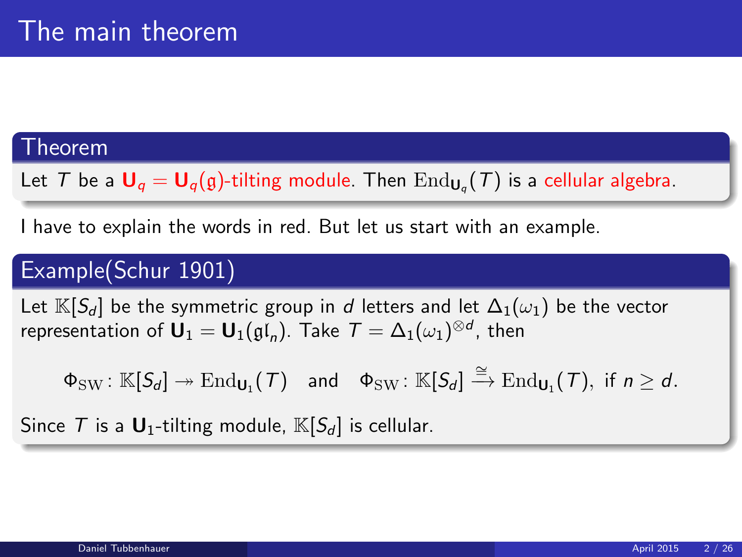# The main theorem

## Theorem

Let $T$ be a $\mathbf{U}_q = \mathbf{U}_q(\mathfrak{g})$-tilting module. Then $\mathrm{End}_{\mathbf{U}_q}(T)$ is a cellular algebra.

I have to explain the words in red. But let us start with an example.

## Example(Schur 1901)

Let $\mathbb{K}[S_d]$ be the symmetric group in $d$ letters and let $\Delta_1(\omega_1)$ be the vector representation of $\mathbf{U}_1 = \mathbf{U}_1(\mathfrak{gl}_n)$. Take $T = \Delta_1(\omega_1)^{\otimes d}$, then

$$\Phi_{\mathrm{SW}} \colon \mathbb{K}[S_d] \twoheadrightarrow \mathrm{End}_{\mathbf{U}_1}(T) \quad \text{and} \quad \Phi_{\mathrm{SW}} \colon \mathbb{K}[S_d] \xrightarrow{\cong} \mathrm{End}_{\mathbf{U}_1}(T), \text{ if } n \geq d.$$

Since $T$ is a $\mathbf{U}_1$-tilting module, $\mathbb{K}[S_d]$ is cellular.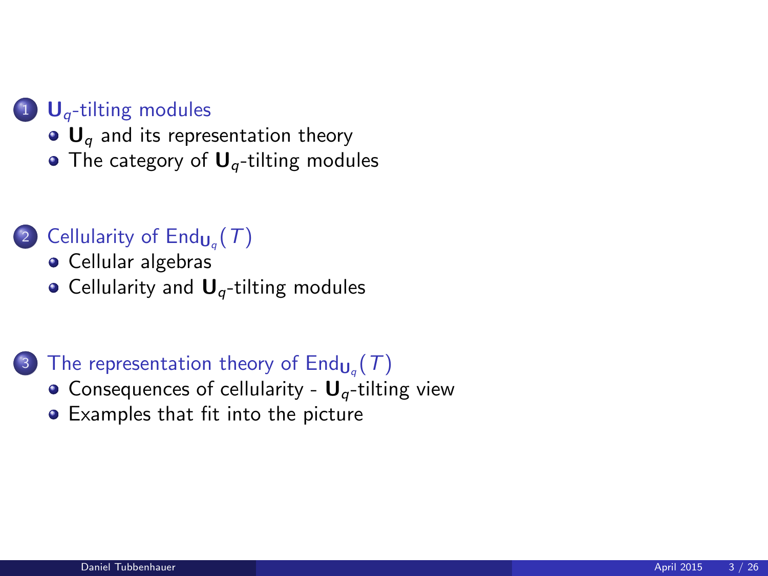1. $\mathbf{U}_q$-tilting modules
   - $\mathbf{U}_q$ and its representation theory
   - The category of $\mathbf{U}_q$-tilting modules

2. Cellularity of $\mathrm{End}_{\mathbf{U}_q}(T)$
   - Cellular algebras
   - Cellularity and $\mathbf{U}_q$-tilting modules

3. The representation theory of $\mathrm{End}_{\mathbf{U}_q}(T)$
   - Consequences of cellularity - $\mathbf{U}_q$-tilting view
   - Examples that fit into the picture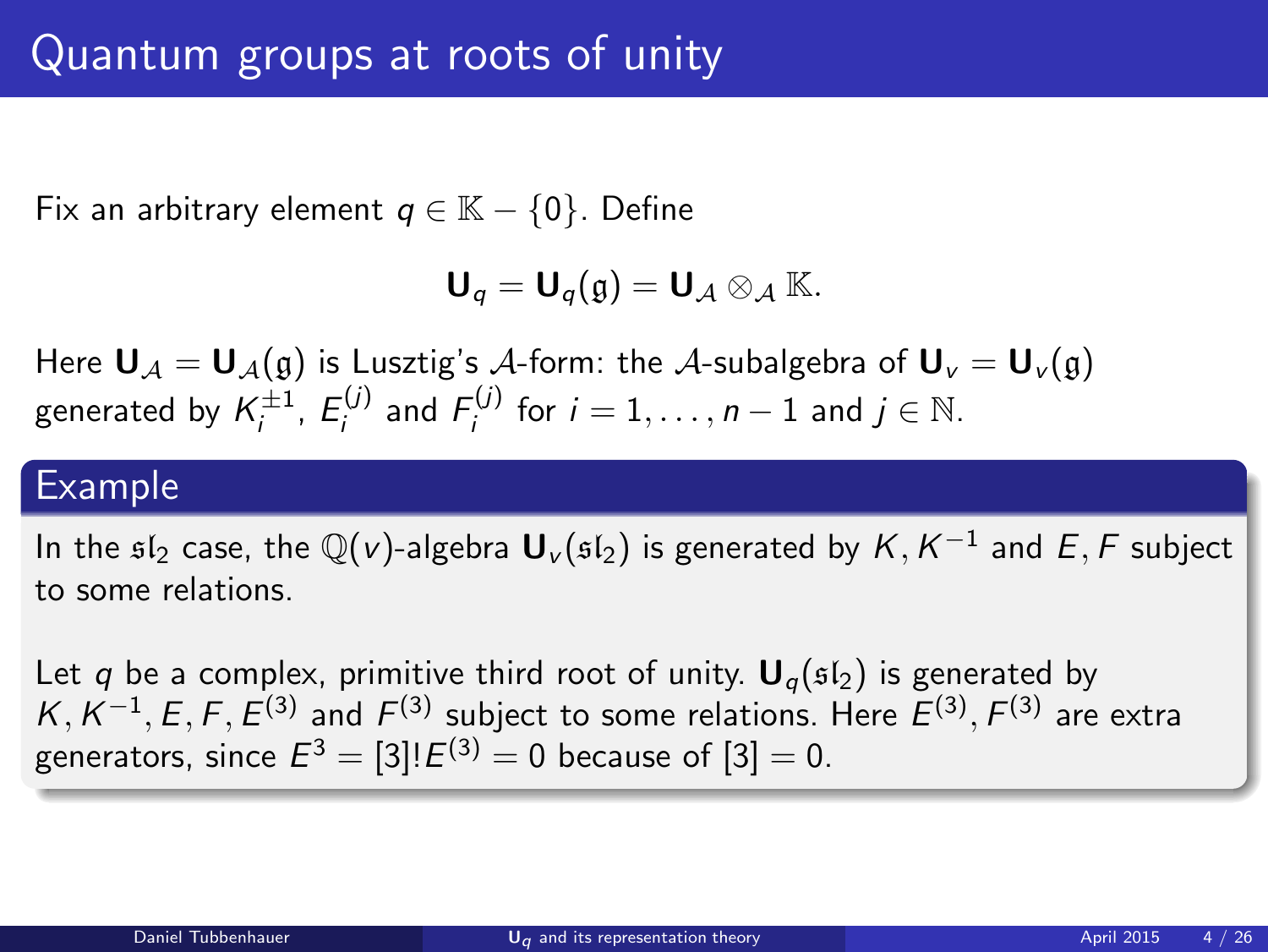# Quantum groups at roots of unity

Fix an arbitrary element $q \in \mathbb{K} - \{0\}$. Define

$$\mathbf{U}_q = \mathbf{U}_q(\mathfrak{g}) = \mathbf{U}_{\mathcal{A}} \otimes_{\mathcal{A}} \mathbb{K}.$$

Here $\mathbf{U}_{\mathcal{A}} = \mathbf{U}_{\mathcal{A}}(\mathfrak{g})$ is Lusztig's $\mathcal{A}$-form: the $\mathcal{A}$-subalgebra of $\mathbf{U}_v = \mathbf{U}_v(\mathfrak{g})$ generated by $K_i^{\pm 1}$, $E_i^{(j)}$ and $F_i^{(j)}$ for $i = 1, \dots, n-1$ and $j \in \mathbb{N}$.

## Example

In the $\mathfrak{sl}_2$ case, the $\mathbb{Q}(v)$-algebra $\mathbf{U}_v(\mathfrak{sl}_2)$ is generated by $K, K^{-1}$ and $E, F$ subject to some relations.

Let $q$ be a complex, primitive third root of unity. $\mathbf{U}_q(\mathfrak{sl}_2)$ is generated by $K, K^{-1}, E, F, E^{(3)}$ and $F^{(3)}$ subject to some relations. Here $E^{(3)}, F^{(3)}$ are extra generators, since $E^3 = [3]!E^{(3)} = 0$ because of $[3] = 0$.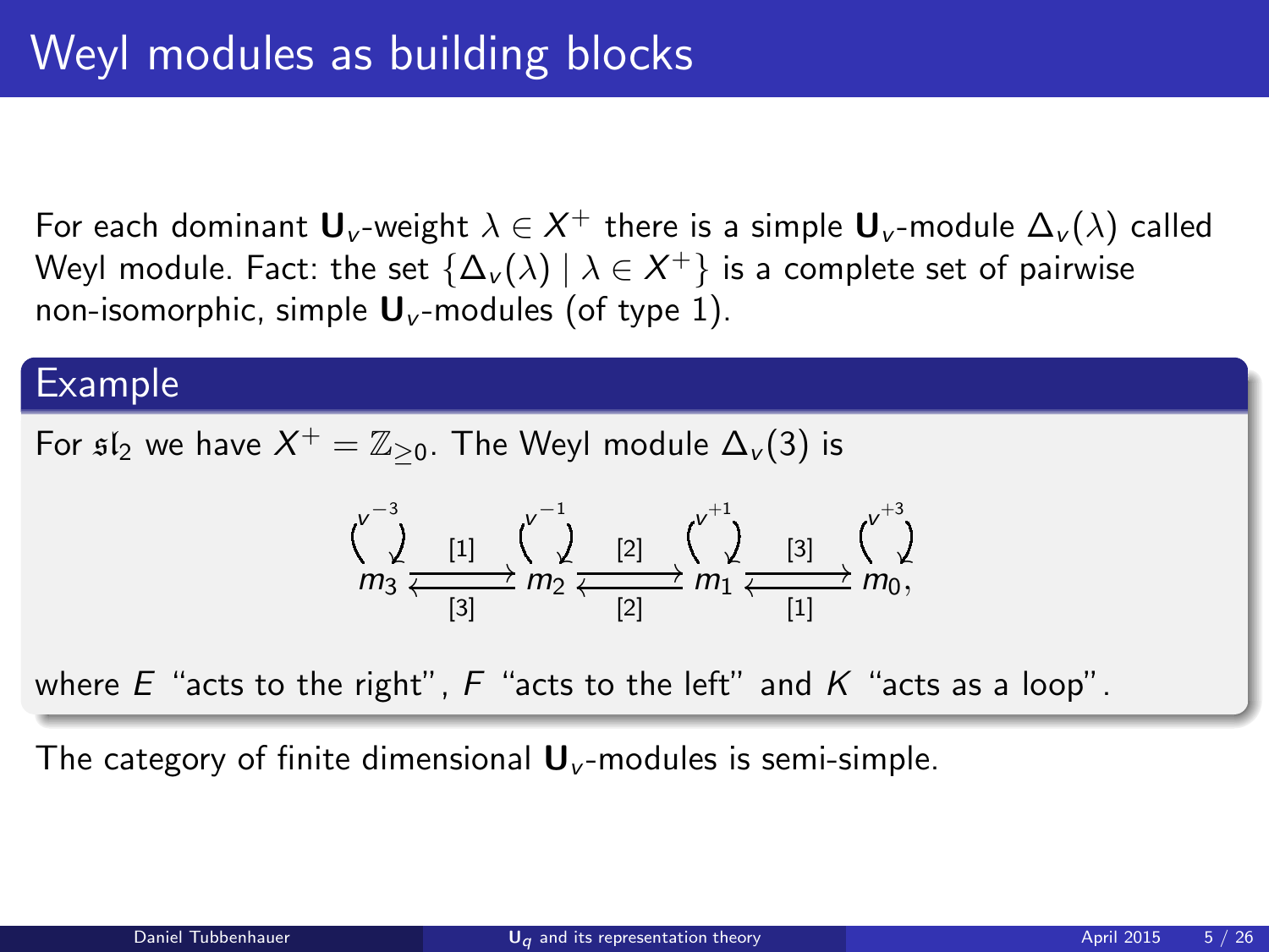# Weyl modules as building blocks

For each dominant $\mathbf{U}_v$-weight $\lambda \in X^+$ there is a simple $\mathbf{U}_v$-module $\Delta_v(\lambda)$ called Weyl module. Fact: the set $\{\Delta_v(\lambda) \mid \lambda \in X^+\}$ is a complete set of pairwise non-isomorphic, simple $\mathbf{U}_v$-modules (of type 1).

## Example

For $\mathfrak{sl}_2$ we have $X^+ = \mathbb{Z}_{\geq 0}$. The Weyl module $\Delta_v(3)$ is

$$m_3 \underset{[3]}{\overset{[1]}{\rightleftarrows}} m_2 \underset{[2]}{\overset{[2]}{\rightleftarrows}} m_1 \underset{[1]}{\overset{[3]}{\rightleftarrows}} m_0,$$

with loops $v^{-3}$ at $m_3$, $v^{-1}$ at $m_2$, $v^{+1}$ at $m_1$, $v^{+3}$ at $m_0$,

where $E$ "acts to the right", $F$ "acts to the left" and $K$ "acts as a loop".

The category of finite dimensional $\mathbf{U}_v$-modules is semi-simple.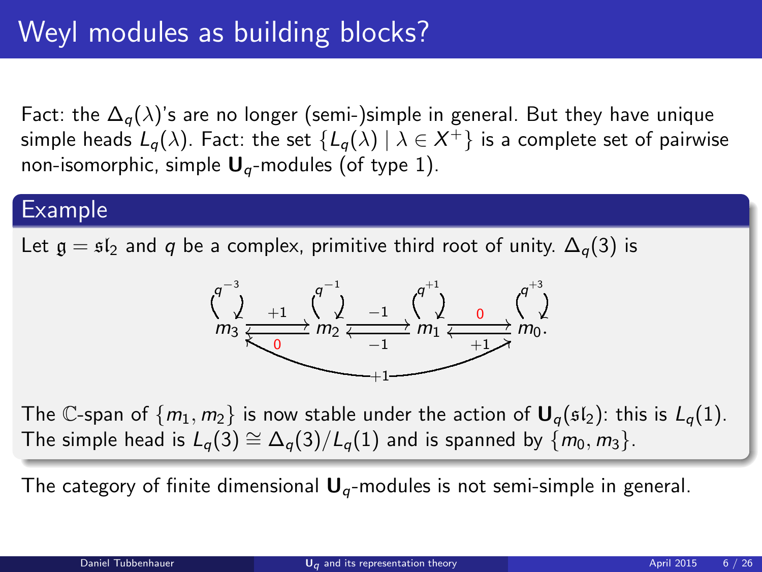# Weyl modules as building blocks?

Fact: the $\Delta_q(\lambda)$'s are no longer (semi-)simple in general. But they have unique simple heads $L_q(\lambda)$. Fact: the set $\{L_q(\lambda) \mid \lambda \in X^+\}$ is a complete set of pairwise non-isomorphic, simple $\mathbf{U}_q$-modules (of type 1).

## Example

Let $\mathfrak{g} = \mathfrak{sl}_2$ and $q$ be a complex, primitive third root of unity. $\Delta_q(3)$ is

$$m_3 \underset{0}{\overset{+1}{\rightleftarrows}} m_2 \underset{-1}{\overset{-1}{\rightleftarrows}} m_1 \underset{+1}{\overset{0}{\rightleftarrows}} m_0.$$

with loops $q^{-3}$ on $m_3$, $q^{-1}$ on $m_2$, $q^{+1}$ on $m_1$, $q^{+3}$ on $m_0$, and arrows labelled $+1$ from $m_3$ to $m_0$ and from $m_0$ to $m_3$.

The $\mathbb{C}$-span of $\{m_1, m_2\}$ is now stable under the action of $\mathbf{U}_q(\mathfrak{sl}_2)$: this is $L_q(1)$. The simple head is $L_q(3) \cong \Delta_q(3)/L_q(1)$ and is spanned by $\{m_0, m_3\}$.

The category of finite dimensional $\mathbf{U}_q$-modules is not semi-simple in general.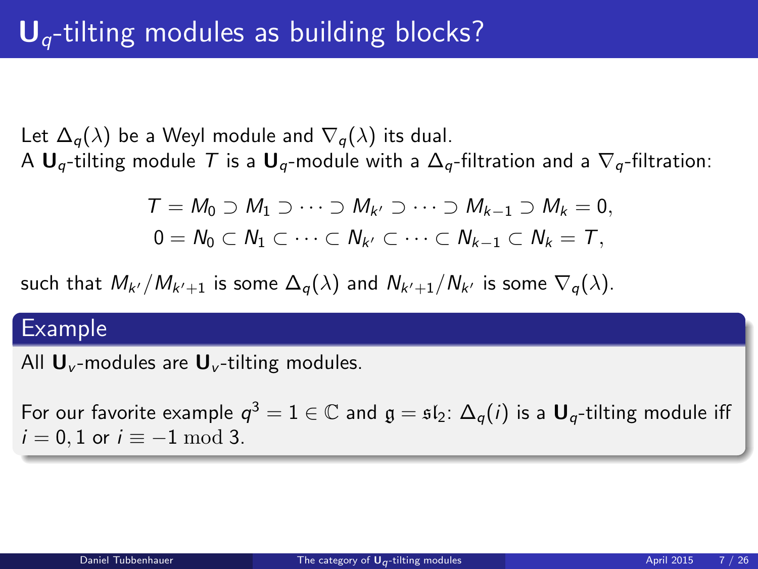# $\mathbf{U}_q$-tilting modules as building blocks?

Let $\Delta_q(\lambda)$ be a Weyl module and $\nabla_q(\lambda)$ its dual.
A $\mathbf{U}_q$-tilting module $T$ is a $\mathbf{U}_q$-module with a $\Delta_q$-filtration and a $\nabla_q$-filtration:

$$T = M_0 \supset M_1 \supset \cdots \supset M_{k'} \supset \cdots \supset M_{k-1} \supset M_k = 0,$$
$$0 = N_0 \subset N_1 \subset \cdots \subset N_{k'} \subset \cdots \subset N_{k-1} \subset N_k = T,$$

such that $M_{k'}/M_{k'+1}$ is some $\Delta_q(\lambda)$ and $N_{k'+1}/N_{k'}$ is some $\nabla_q(\lambda)$.

**Example**

All $\mathbf{U}_v$-modules are $\mathbf{U}_v$-tilting modules.

For our favorite example $q^3 = 1 \in \mathbb{C}$ and $\mathfrak{g} = \mathfrak{sl}_2$: $\Delta_q(i)$ is a $\mathbf{U}_q$-tilting module iff $i = 0, 1$ or $i \equiv -1 \bmod 3$.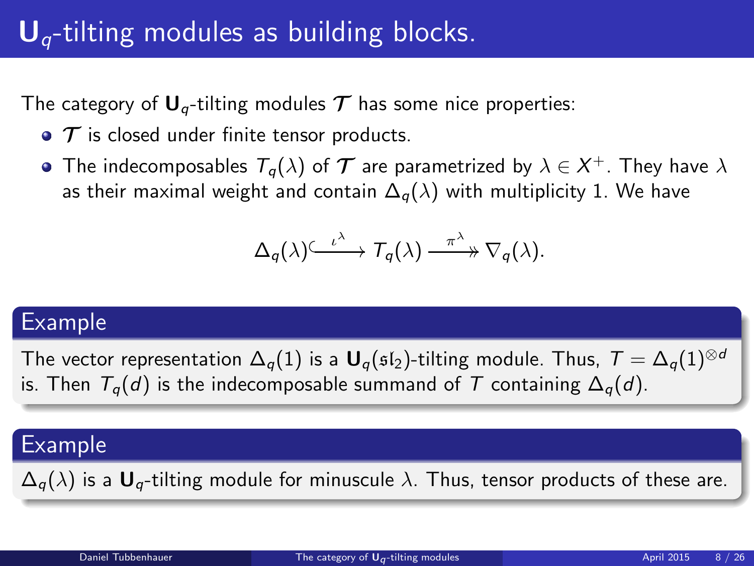# $\mathbf{U}_q$-tilting modules as building blocks.

The category of $\mathbf{U}_q$-tilting modules $\mathcal{T}$ has some nice properties:

- $\mathcal{T}$ is closed under finite tensor products.
- The indecomposables $T_q(\lambda)$ of $\mathcal{T}$ are parametrized by $\lambda \in X^+$. They have $\lambda$ as their maximal weight and contain $\Delta_q(\lambda)$ with multiplicity 1. We have

$$\Delta_q(\lambda) \overset{\iota^\lambda}{\hookrightarrow} T_q(\lambda) \overset{\pi^\lambda}{\twoheadrightarrow} \nabla_q(\lambda).$$

## Example

The vector representation $\Delta_q(1)$ is a $\mathbf{U}_q(\mathfrak{sl}_2)$-tilting module. Thus, $T = \Delta_q(1)^{\otimes d}$ is. Then $T_q(d)$ is the indecomposable summand of $T$ containing $\Delta_q(d)$.

## Example

$\Delta_q(\lambda)$ is a $\mathbf{U}_q$-tilting module for minuscule $\lambda$. Thus, tensor products of these are.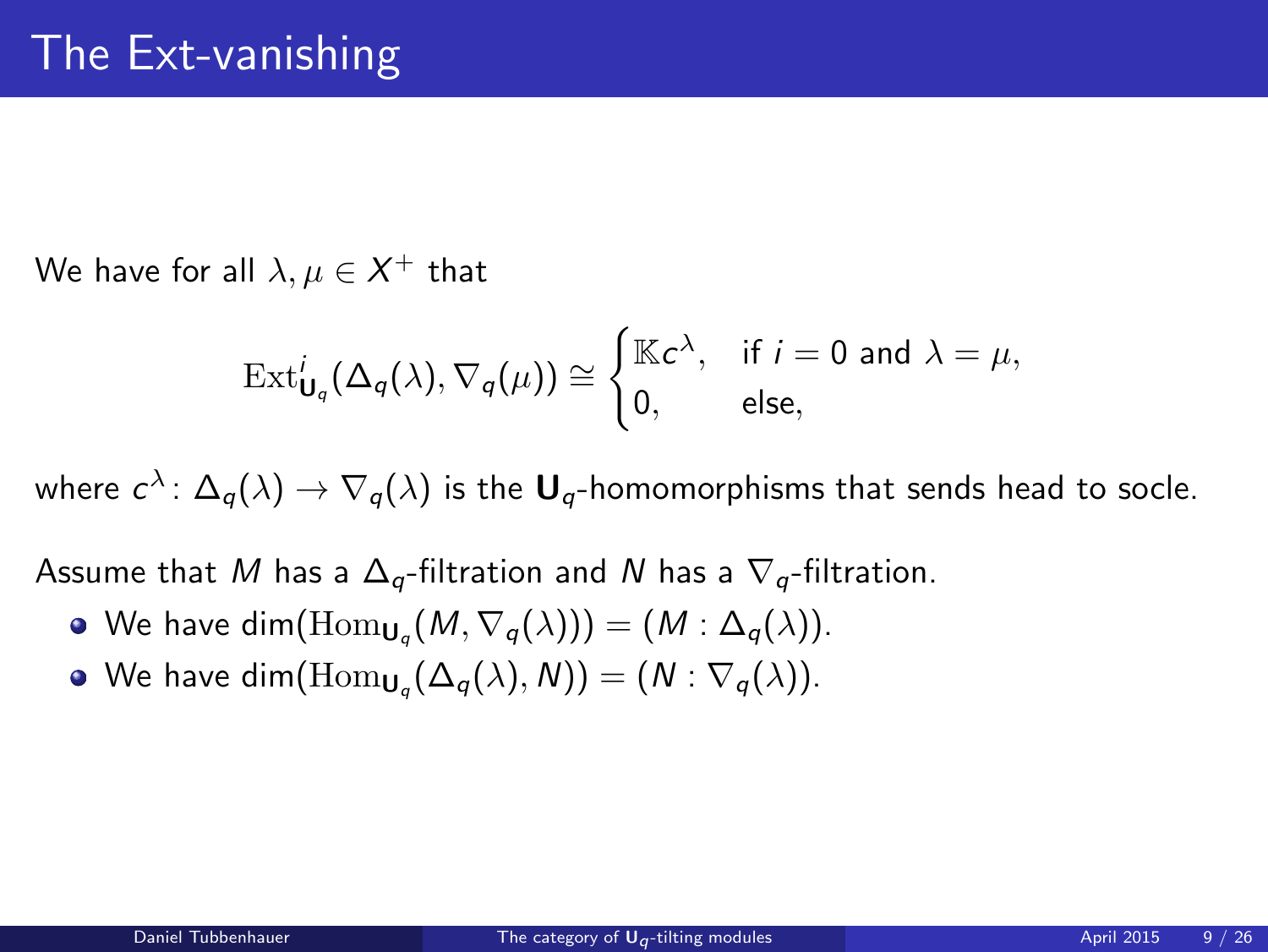# The Ext-vanishing

We have for all $\lambda, \mu \in X^+$ that

$$\mathrm{Ext}^i_{\mathbf{U}_q}(\Delta_q(\lambda), \nabla_q(\mu)) \cong \begin{cases} \mathbb{K}c^\lambda, & \text{if } i = 0 \text{ and } \lambda = \mu, \\ 0, & \text{else,} \end{cases}$$

where $c^\lambda \colon \Delta_q(\lambda) \to \nabla_q(\lambda)$ is the $\mathbf{U}_q$-homomorphisms that sends head to socle.

Assume that $M$ has a $\Delta_q$-filtration and $N$ has a $\nabla_q$-filtration.

- We have $\dim(\mathrm{Hom}_{\mathbf{U}_q}(M, \nabla_q(\lambda))) = (M : \Delta_q(\lambda))$.
- We have $\dim(\mathrm{Hom}_{\mathbf{U}_q}(\Delta_q(\lambda), N)) = (N : \nabla_q(\lambda))$.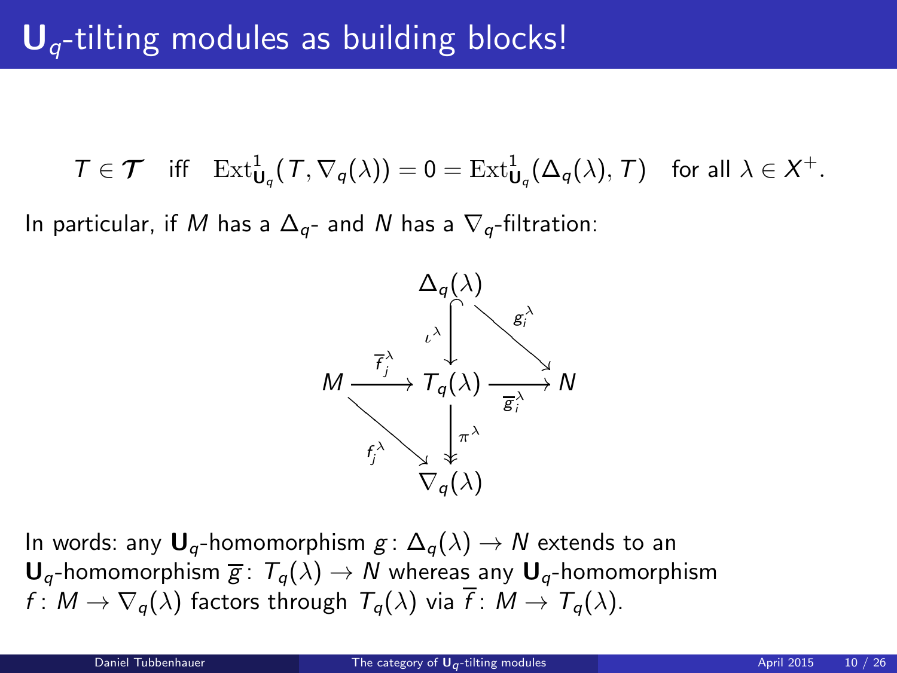# $\mathbf{U}_q$-tilting modules as building blocks!

$$T \in \boldsymbol{\mathcal{T}} \quad \text{iff} \quad \mathrm{Ext}^1_{\mathbf{U}_q}(T, \nabla_q(\lambda)) = 0 = \mathrm{Ext}^1_{\mathbf{U}_q}(\Delta_q(\lambda), T) \quad \text{for all } \lambda \in X^+.$$

In particular, if $M$ has a $\Delta_q$- and $N$ has a $\nabla_q$-filtration:

$$\begin{array}{ccccc} & & \Delta_q(\lambda) & & \\ & & \downarrow{\scriptstyle \iota^\lambda} & \searrow^{g_i^\lambda} & \\ M & \xrightarrow{\overline{f}_j^\lambda} & T_q(\lambda) & \xrightarrow{\overline{g}_i^\lambda} & N \\ & \searrow_{f_j^\lambda} & \downarrow{\scriptstyle \pi^\lambda} & & \\ & & \nabla_q(\lambda) & & \end{array}$$

In words: any $\mathbf{U}_q$-homomorphism $g \colon \Delta_q(\lambda) \to N$ extends to an $\mathbf{U}_q$-homomorphism $\overline{g} \colon T_q(\lambda) \to N$ whereas any $\mathbf{U}_q$-homomorphism $f \colon M \to \nabla_q(\lambda)$ factors through $T_q(\lambda)$ via $\overline{f} \colon M \to T_q(\lambda)$.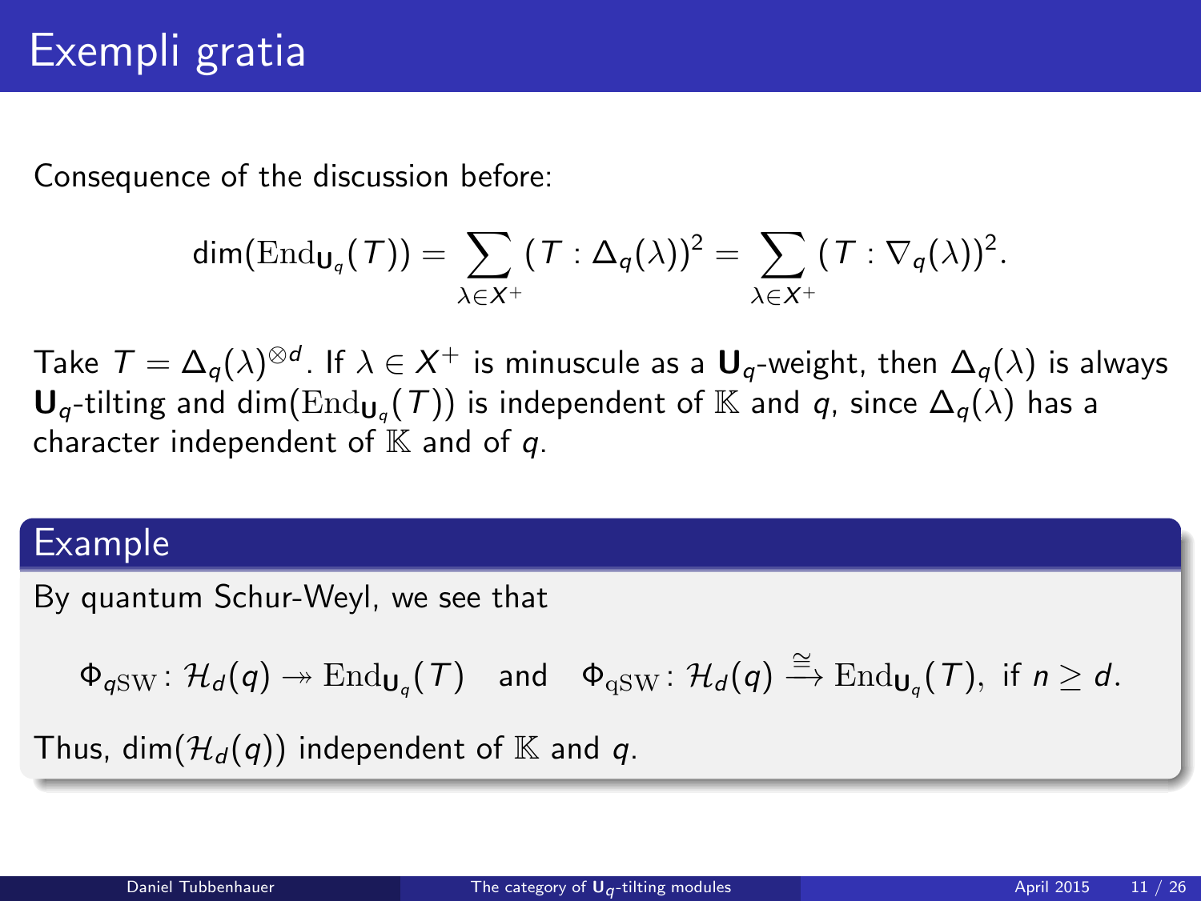# Exempli gratia

Consequence of the discussion before:

$$\dim(\mathrm{End}_{\mathbf{U}_q}(T)) = \sum_{\lambda \in X^+} (T : \Delta_q(\lambda))^2 = \sum_{\lambda \in X^+} (T : \nabla_q(\lambda))^2.$$

Take $T = \Delta_q(\lambda)^{\otimes d}$. If $\lambda \in X^+$ is minuscule as a $\mathbf{U}_q$-weight, then $\Delta_q(\lambda)$ is always $\mathbf{U}_q$-tilting and $\dim(\mathrm{End}_{\mathbf{U}_q}(T))$ is independent of $\mathbb{K}$ and $q$, since $\Delta_q(\lambda)$ has a character independent of $\mathbb{K}$ and of $q$.

## Example

By quantum Schur-Weyl, we see that

$$\Phi_{q\mathrm{SW}} \colon \mathcal{H}_d(q) \twoheadrightarrow \mathrm{End}_{\mathbf{U}_q}(T) \quad \text{and} \quad \Phi_{\mathrm{qSW}} \colon \mathcal{H}_d(q) \xrightarrow{\cong} \mathrm{End}_{\mathbf{U}_q}(T), \text{ if } n \geq d.$$

Thus, $\dim(\mathcal{H}_d(q))$ independent of $\mathbb{K}$ and $q$.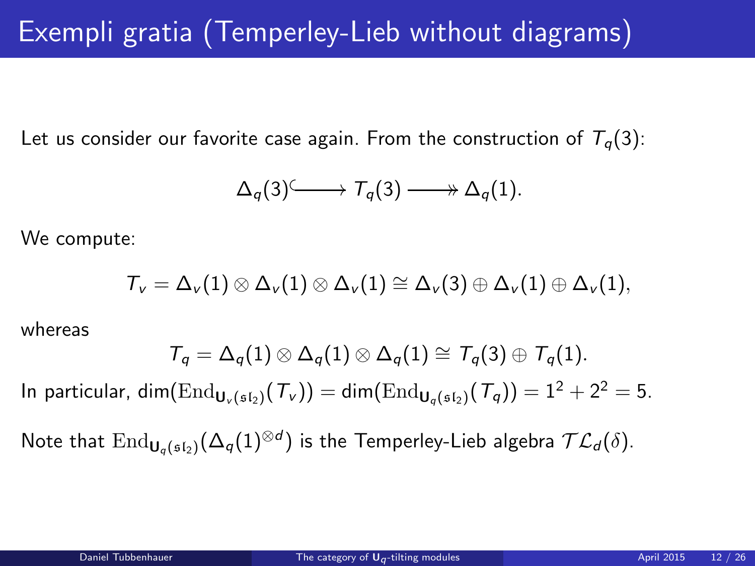# Exempli gratia (Temperley-Lieb without diagrams)

Let us consider our favorite case again. From the construction of $T_q(3)$:

$$\Delta_q(3) \hookrightarrow T_q(3) \twoheadrightarrow \Delta_q(1).$$

We compute:

$$T_v = \Delta_v(1) \otimes \Delta_v(1) \otimes \Delta_v(1) \cong \Delta_v(3) \oplus \Delta_v(1) \oplus \Delta_v(1),$$

whereas

$$T_q = \Delta_q(1) \otimes \Delta_q(1) \otimes \Delta_q(1) \cong T_q(3) \oplus T_q(1).$$

In particular, $\dim(\mathrm{End}_{\mathbf{U}_v(\mathfrak{sl}_2)}(T_v)) = \dim(\mathrm{End}_{\mathbf{U}_q(\mathfrak{sl}_2)}(T_q)) = 1^2 + 2^2 = 5$.

Note that $\mathrm{End}_{\mathbf{U}_q(\mathfrak{sl}_2)}(\Delta_q(1)^{\otimes d})$ is the Temperley-Lieb algebra $\mathcal{TL}_d(\delta)$.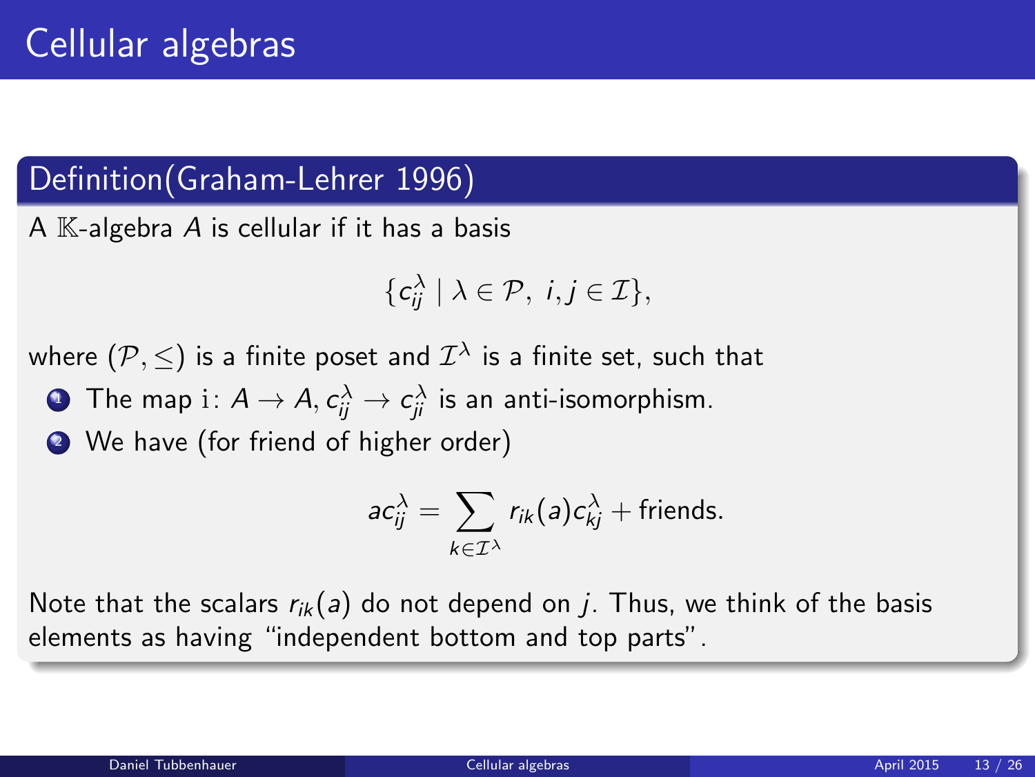# Cellular algebras

## Definition(Graham-Lehrer 1996)

A $\mathbb{K}$-algebra $A$ is cellular if it has a basis

$$\{c_{ij}^{\lambda} \mid \lambda \in \mathcal{P},\ i,j \in \mathcal{I}\},$$

where $(\mathcal{P}, \leq)$ is a finite poset and $\mathcal{I}^{\lambda}$ is a finite set, such that

1. The map $\mathrm{i}\colon A \to A, c_{ij}^{\lambda} \to c_{ji}^{\lambda}$ is an anti-isomorphism.
2. We have (for friend of higher order)

$$ac_{ij}^{\lambda} = \sum_{k \in \mathcal{I}^{\lambda}} r_{ik}(a) c_{kj}^{\lambda} + \text{friends}.$$

Note that the scalars $r_{ik}(a)$ do not depend on $j$. Thus, we think of the basis elements as having "independent bottom and top parts".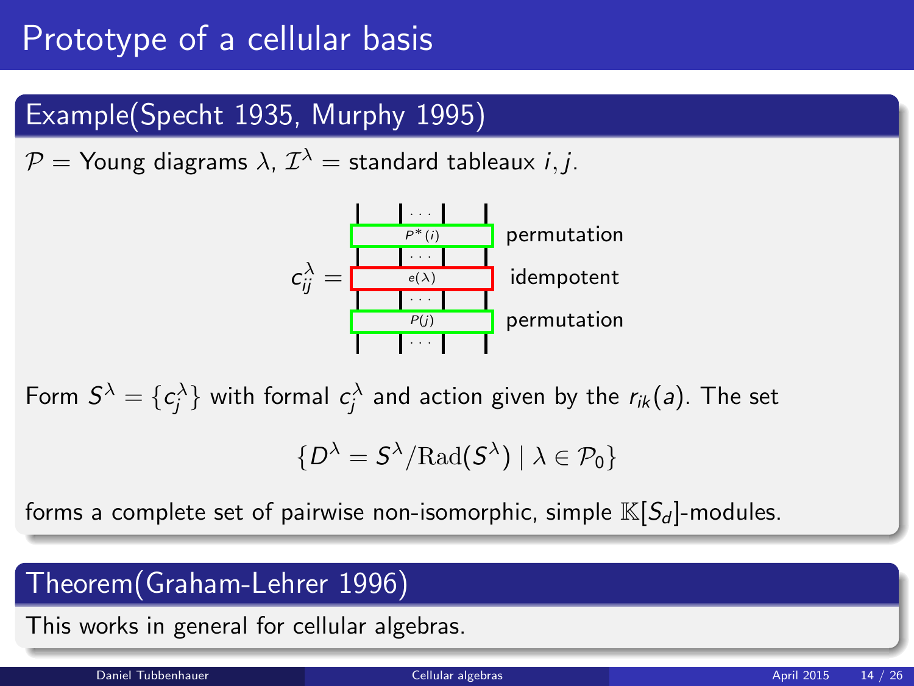# Prototype of a cellular basis

## Example(Specht 1935, Murphy 1995)

$\mathcal{P}$ = Young diagrams $\lambda$, $\mathcal{I}^{\lambda}$ = standard tableaux $i, j$.

$$c_{ij}^{\lambda} = \begin{array}{|c|} \hline P^*(i) \\ \hline e(\lambda) \\ \hline P(j) \\ \hline \end{array} \quad \begin{array}{l} \text{permutation} \\ \text{idempotent} \\ \text{permutation} \end{array}$$

Form $S^{\lambda} = \{c_j^{\lambda}\}$ with formal $c_j^{\lambda}$ and action given by the $r_{ik}(a)$. The set

$$\{D^{\lambda} = S^{\lambda}/\mathrm{Rad}(S^{\lambda}) \mid \lambda \in \mathcal{P}_0\}$$

forms a complete set of pairwise non-isomorphic, simple $\mathbb{K}[S_d]$-modules.

## Theorem(Graham-Lehrer 1996)

This works in general for cellular algebras.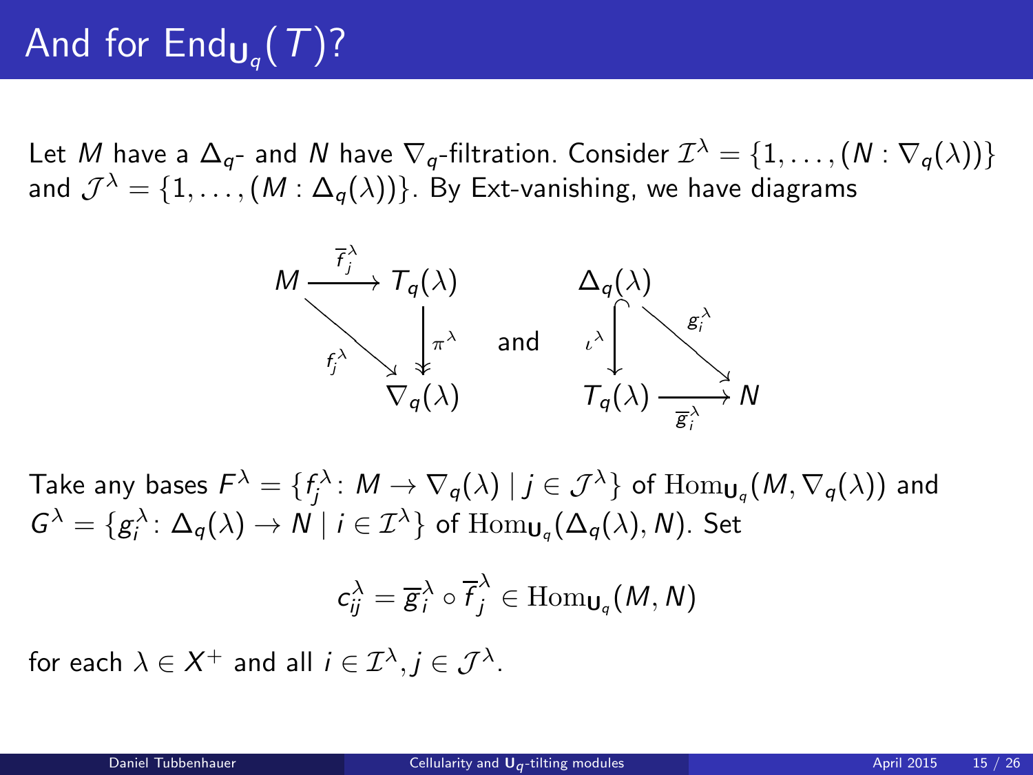# And for $\mathrm{End}_{\mathbf{U}_q}(T)$?

Let $M$ have a $\Delta_q$- and $N$ have $\nabla_q$-filtration. Consider $\mathcal{I}^\lambda = \{1, \dots, (N : \nabla_q(\lambda))\}$ and $\mathcal{J}^\lambda = \{1, \dots, (M : \Delta_q(\lambda))\}$. By Ext-vanishing, we have diagrams

$$
\begin{array}{ccc}
M & \xrightarrow{\overline{f}_j^\lambda} & T_q(\lambda) \\
& \searrow^{f_j^\lambda} & \downarrow \pi^\lambda \\
& & \nabla_q(\lambda)
\end{array}
\quad \text{and} \quad
\begin{array}{ccc}
\Delta_q(\lambda) & & \\
\downarrow \iota^\lambda & \searrow^{g_i^\lambda} & \\
T_q(\lambda) & \xrightarrow{\overline{g}_i^\lambda} & N
\end{array}
$$

Take any bases $F^\lambda = \{f_j^\lambda \colon M \to \nabla_q(\lambda) \mid j \in \mathcal{J}^\lambda\}$ of $\mathrm{Hom}_{\mathbf{U}_q}(M, \nabla_q(\lambda))$ and $G^\lambda = \{g_i^\lambda \colon \Delta_q(\lambda) \to N \mid i \in \mathcal{I}^\lambda\}$ of $\mathrm{Hom}_{\mathbf{U}_q}(\Delta_q(\lambda), N)$. Set

$$c_{ij}^\lambda = \overline{g}_i^\lambda \circ \overline{f}_j^\lambda \in \mathrm{Hom}_{\mathbf{U}_q}(M, N)$$

for each $\lambda \in X^+$ and all $i \in \mathcal{I}^\lambda, j \in \mathcal{J}^\lambda$.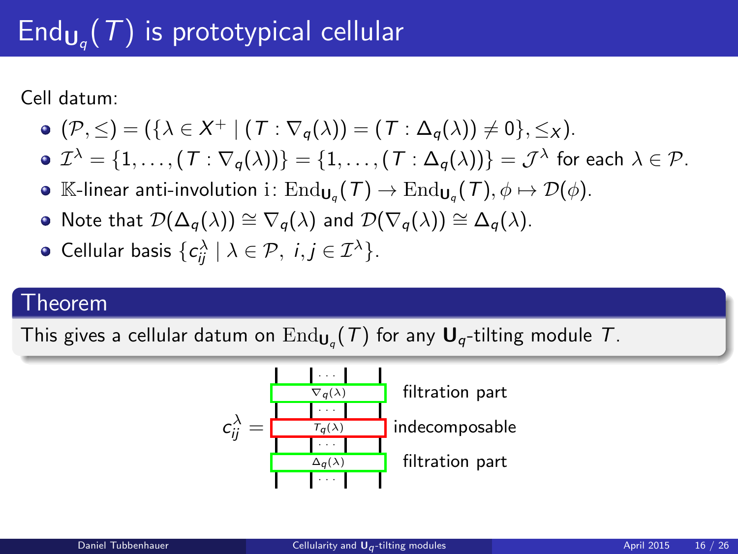# $\mathrm{End}_{\mathbf{U}_q}(T)$ is prototypical cellular

Cell datum:

- $(\mathcal{P}, \leq) = (\{\lambda \in X^+ \mid (T : \nabla_q(\lambda)) = (T : \Delta_q(\lambda)) \neq 0\}, \leq_X)$.
- $\mathcal{I}^\lambda = \{1, \dots, (T : \nabla_q(\lambda))\} = \{1, \dots, (T : \Delta_q(\lambda))\} = \mathcal{J}^\lambda$ for each $\lambda \in \mathcal{P}$.
- $\mathbb{K}$-linear anti-involution $\mathrm{i} \colon \mathrm{End}_{\mathbf{U}_q}(T) \to \mathrm{End}_{\mathbf{U}_q}(T), \phi \mapsto \mathcal{D}(\phi)$.
- Note that $\mathcal{D}(\Delta_q(\lambda)) \cong \nabla_q(\lambda)$ and $\mathcal{D}(\nabla_q(\lambda)) \cong \Delta_q(\lambda)$.
- Cellular basis $\{c_{ij}^\lambda \mid \lambda \in \mathcal{P},\ i,j \in \mathcal{I}^\lambda\}$.

## Theorem

This gives a cellular datum on $\mathrm{End}_{\mathbf{U}_q}(T)$ for any $\mathbf{U}_q$-tilting module $T$.

$c_{ij}^\lambda =$ [diagram: $\nabla_q(\lambda)$ — filtration part; $T_q(\lambda)$ — indecomposable; $\Delta_q(\lambda)$ — filtration part]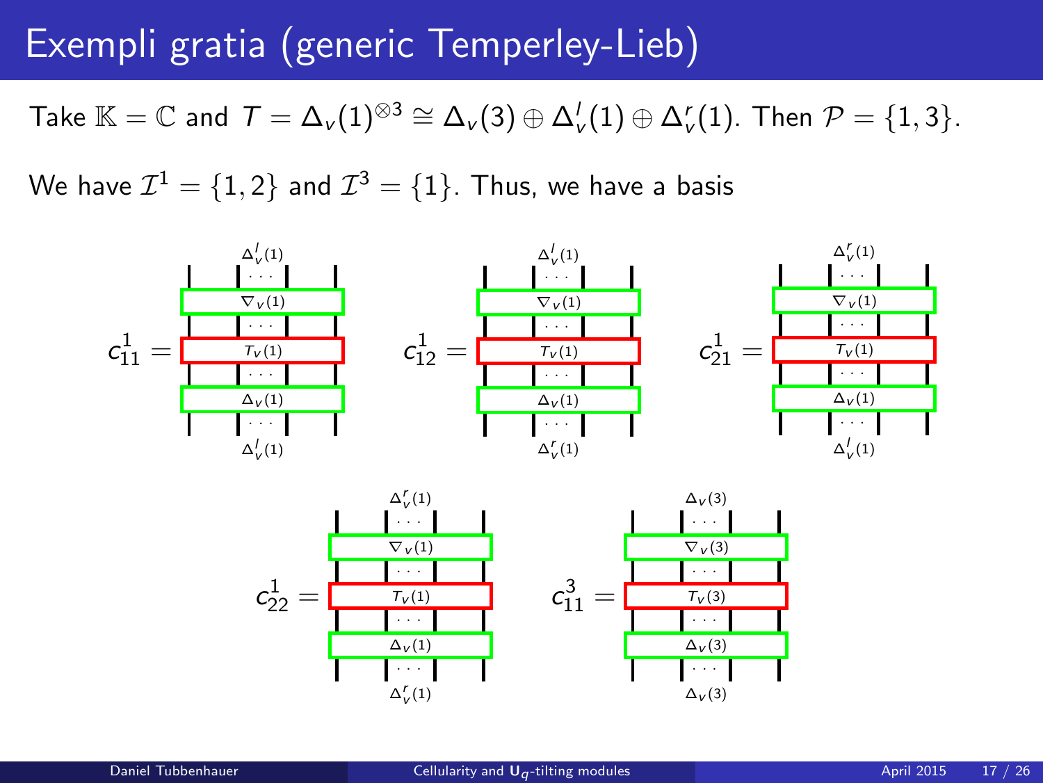# Exempli gratia (generic Temperley-Lieb)

Take $\mathbb{K} = \mathbb{C}$ and $T = \Delta_v(1)^{\otimes 3} \cong \Delta_v(3) \oplus \Delta_v^l(1) \oplus \Delta_v^r(1)$. Then $\mathcal{P} = \{1, 3\}$.

We have $\mathcal{I}^1 = \{1, 2\}$ and $\mathcal{I}^3 = \{1\}$. Thus, we have a basis

$c^1_{11} =$ [diagram: top $\Delta_v^l(1)$, $\nabla_v(1)$, $T_v(1)$, $\Delta_v(1)$, bottom $\Delta_v^l(1)$]

$c^1_{12} =$ [diagram: top $\Delta_v^l(1)$, $\nabla_v(1)$, $T_v(1)$, $\Delta_v(1)$, bottom $\Delta_v^r(1)$]

$c^1_{21} =$ [diagram: top $\Delta_v^r(1)$, $\nabla_v(1)$, $T_v(1)$, $\Delta_v(1)$, bottom $\Delta_v^l(1)$]

$c^1_{22} =$ [diagram: top $\Delta_v^r(1)$, $\nabla_v(1)$, $T_v(1)$, $\Delta_v(1)$, bottom $\Delta_v^r(1)$]

$c^3_{11} =$ [diagram: top $\Delta_v(3)$, $\nabla_v(3)$, $T_v(3)$, $\Delta_v(3)$, bottom $\Delta_v(3)$]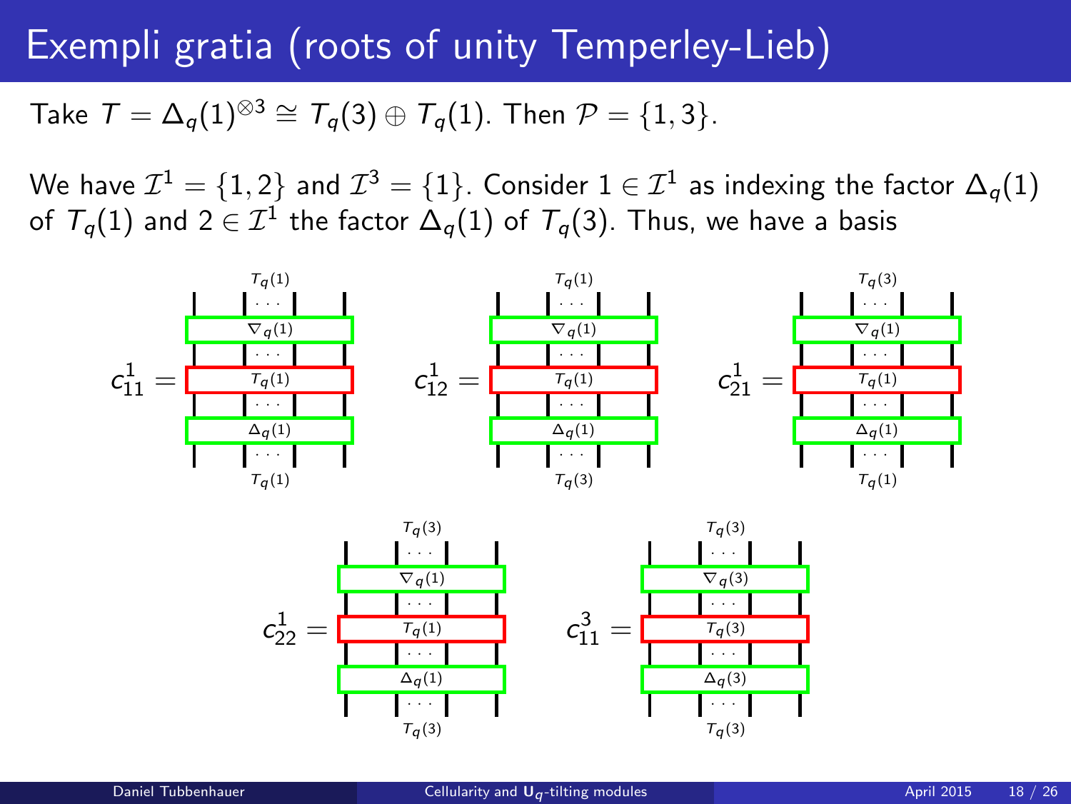# Exempli gratia (roots of unity Temperley-Lieb)

Take $T = \Delta_q(1)^{\otimes 3} \cong T_q(3) \oplus T_q(1)$. Then $\mathcal{P} = \{1, 3\}$.

We have $\mathcal{I}^1 = \{1, 2\}$ and $\mathcal{I}^3 = \{1\}$. Consider $1 \in \mathcal{I}^1$ as indexing the factor $\Delta_q(1)$ of $T_q(1)$ and $2 \in \mathcal{I}^1$ the factor $\Delta_q(1)$ of $T_q(3)$. Thus, we have a basis

$c^1_{11}$ = [$T_q(1)$ / $\nabla_q(1)$ / $T_q(1)$ / $\Delta_q(1)$ / $T_q(1)$]

$c^1_{12}$ = [$T_q(1)$ / $\nabla_q(1)$ / $T_q(1)$ / $\Delta_q(1)$ / $T_q(3)$]

$c^1_{21}$ = [$T_q(3)$ / $\nabla_q(1)$ / $T_q(1)$ / $\Delta_q(1)$ / $T_q(1)$]

$c^1_{22}$ = [$T_q(3)$ / $\nabla_q(1)$ / $T_q(1)$ / $\Delta_q(1)$ / $T_q(3)$]

$c^3_{11}$ = [$T_q(3)$ / $\nabla_q(3)$ / $T_q(3)$ / $\Delta_q(3)$ / $T_q(3)$]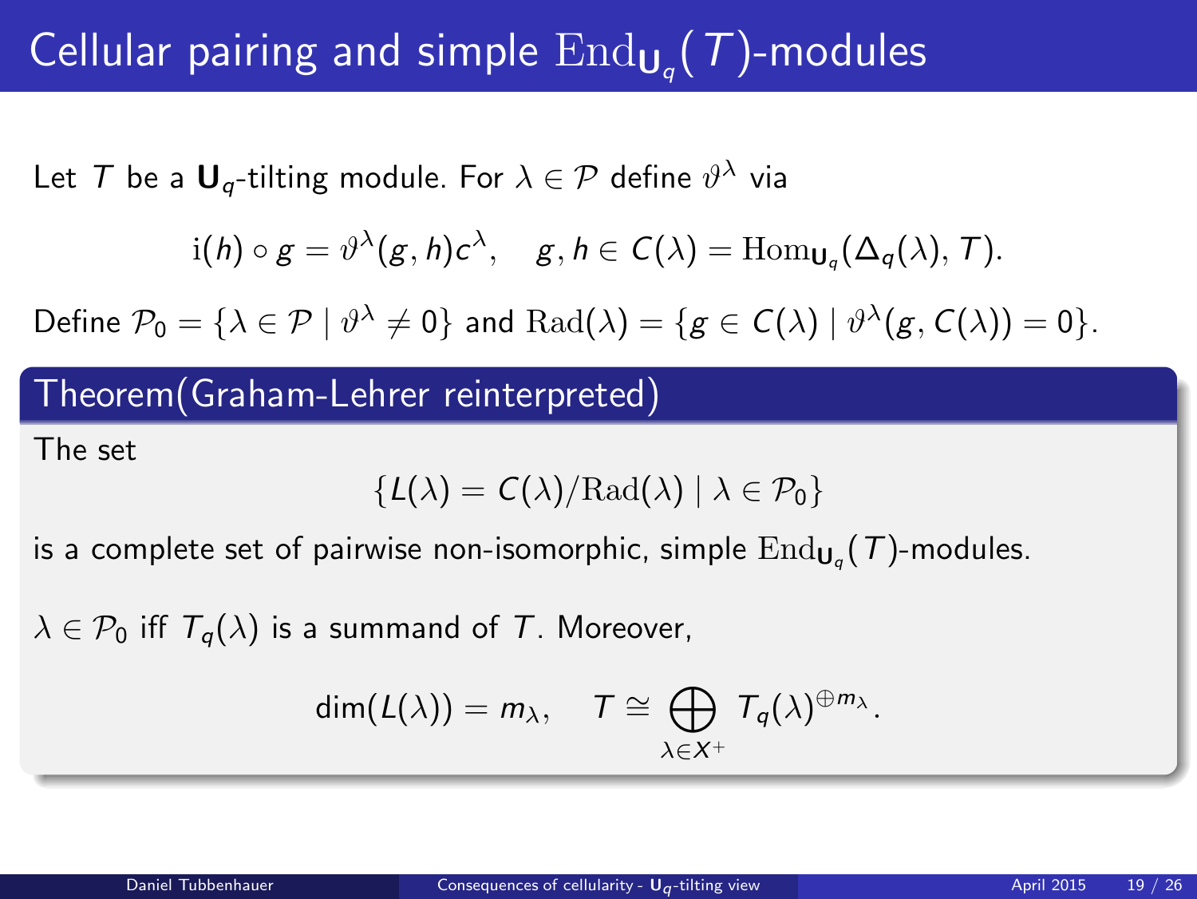# Cellular pairing and simple $\mathrm{End}_{\mathbf{U}_q}(T)$-modules

Let $T$ be a $\mathbf{U}_q$-tilting module. For $\lambda \in \mathcal{P}$ define $\vartheta^\lambda$ via

$$\mathrm{i}(h) \circ g = \vartheta^\lambda(g, h)c^\lambda, \quad g, h \in C(\lambda) = \mathrm{Hom}_{\mathbf{U}_q}(\Delta_q(\lambda), T).$$

Define $\mathcal{P}_0 = \{\lambda \in \mathcal{P} \mid \vartheta^\lambda \neq 0\}$ and $\mathrm{Rad}(\lambda) = \{g \in C(\lambda) \mid \vartheta^\lambda(g, C(\lambda)) = 0\}$.

## Theorem(Graham-Lehrer reinterpreted)

The set

$$\{L(\lambda) = C(\lambda)/\mathrm{Rad}(\lambda) \mid \lambda \in \mathcal{P}_0\}$$

is a complete set of pairwise non-isomorphic, simple $\mathrm{End}_{\mathbf{U}_q}(T)$-modules.

$\lambda \in \mathcal{P}_0$ iff $T_q(\lambda)$ is a summand of $T$. Moreover,

$$\dim(L(\lambda)) = m_\lambda, \quad T \cong \bigoplus_{\lambda \in X^+} T_q(\lambda)^{\oplus m_\lambda}.$$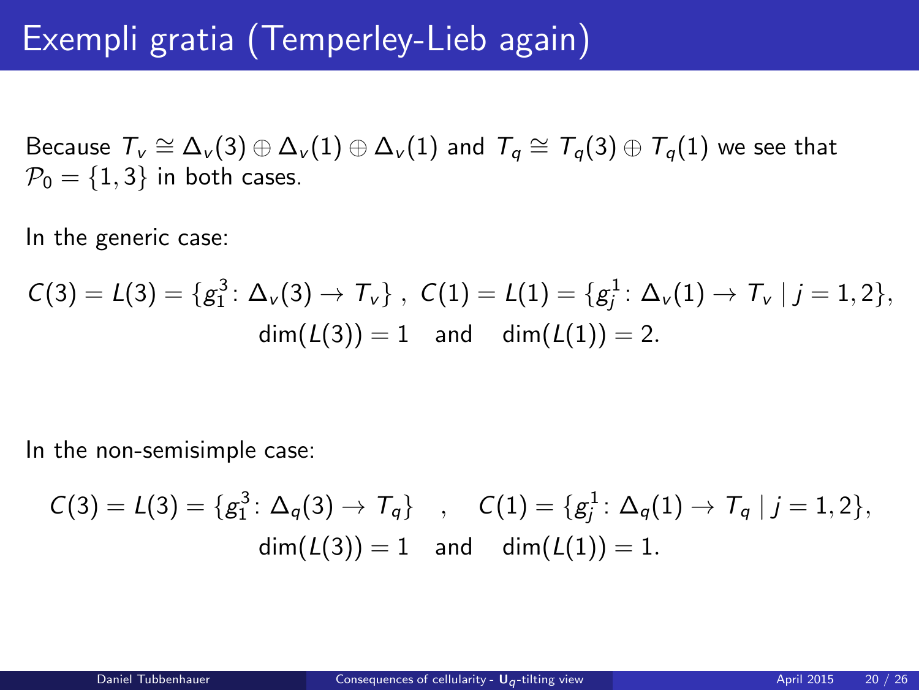# Exempli gratia (Temperley-Lieb again)

Because $T_v \cong \Delta_v(3) \oplus \Delta_v(1) \oplus \Delta_v(1)$ and $T_q \cong T_q(3) \oplus T_q(1)$ we see that $\mathcal{P}_0 = \{1, 3\}$ in both cases.

In the generic case:

$$C(3) = L(3) = \{g_1^3 \colon \Delta_v(3) \to T_v\}\ ,\ C(1) = L(1) = \{g_j^1 \colon \Delta_v(1) \to T_v \mid j = 1, 2\},$$
$$\dim(L(3)) = 1 \quad \text{and} \quad \dim(L(1)) = 2.$$

In the non-semisimple case:

$$C(3) = L(3) = \{g_1^3 \colon \Delta_q(3) \to T_q\} \quad , \quad C(1) = \{g_j^1 \colon \Delta_q(1) \to T_q \mid j = 1, 2\},$$
$$\dim(L(3)) = 1 \quad \text{and} \quad \dim(L(1)) = 1.$$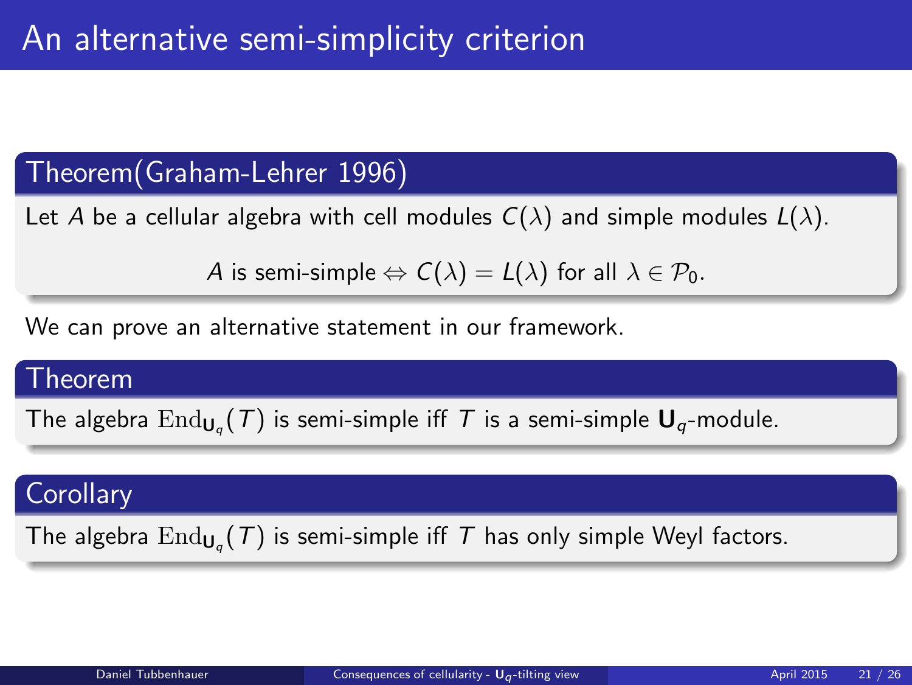# An alternative semi-simplicity criterion

**Theorem(Graham-Lehrer 1996)**

Let $A$ be a cellular algebra with cell modules $C(\lambda)$ and simple modules $L(\lambda)$.

$$A \text{ is semi-simple} \Leftrightarrow C(\lambda) = L(\lambda) \text{ for all } \lambda \in \mathcal{P}_0.$$

We can prove an alternative statement in our framework.

**Theorem**

The algebra $\mathrm{End}_{\mathbf{U}_q}(T)$ is semi-simple iff $T$ is a semi-simple $\mathbf{U}_q$-module.

**Corollary**

The algebra $\mathrm{End}_{\mathbf{U}_q}(T)$ is semi-simple iff $T$ has only simple Weyl factors.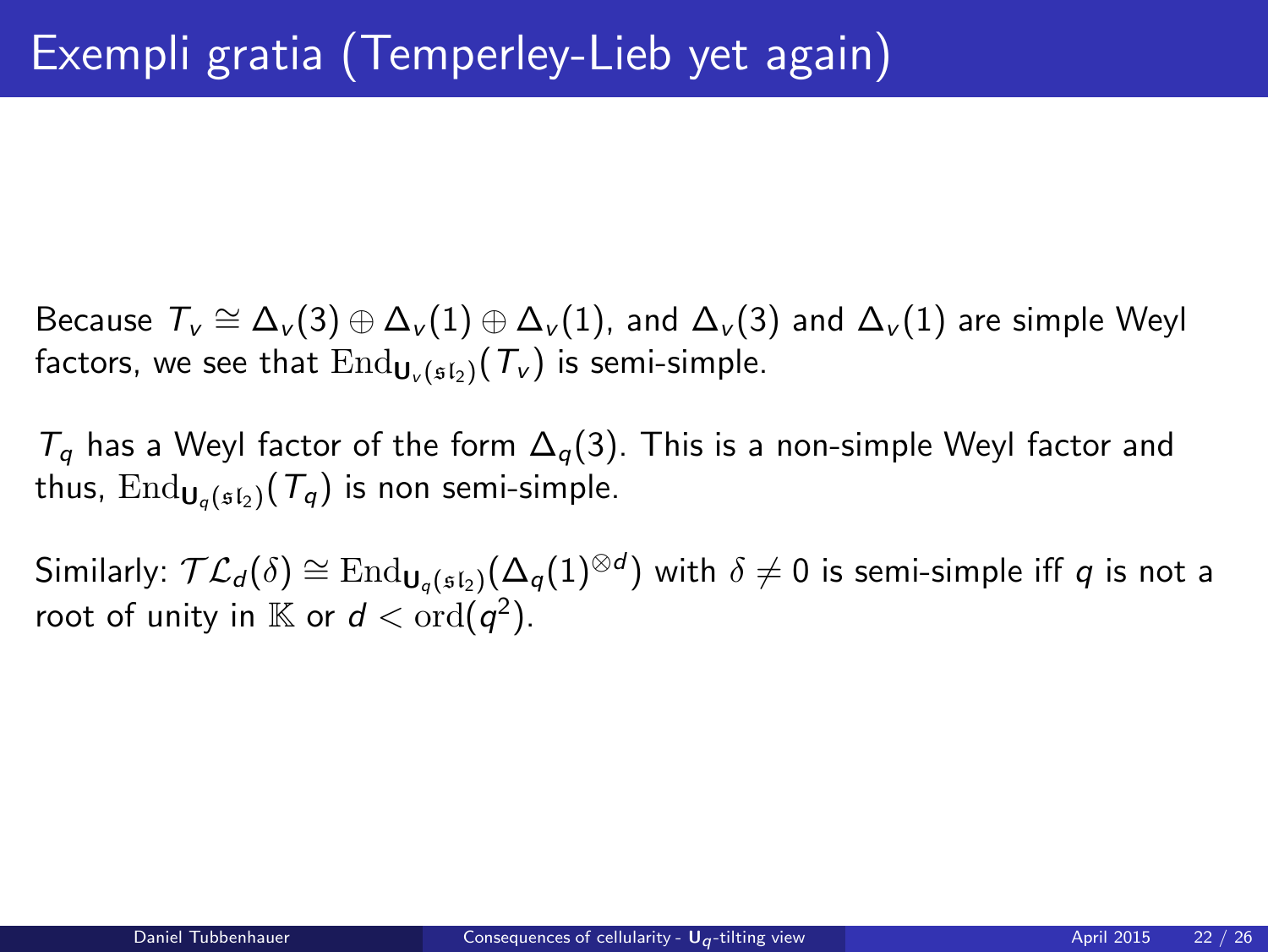# Exempli gratia (Temperley-Lieb yet again)

Because $T_v \cong \Delta_v(3) \oplus \Delta_v(1) \oplus \Delta_v(1)$, and $\Delta_v(3)$ and $\Delta_v(1)$ are simple Weyl factors, we see that $\mathrm{End}_{\mathbf{U}_v(\mathfrak{sl}_2)}(T_v)$ is semi-simple.

$T_q$ has a Weyl factor of the form $\Delta_q(3)$. This is a non-simple Weyl factor and thus, $\mathrm{End}_{\mathbf{U}_q(\mathfrak{sl}_2)}(T_q)$ is non semi-simple.

Similarly: $\mathcal{TL}_d(\delta) \cong \mathrm{End}_{\mathbf{U}_q(\mathfrak{sl}_2)}(\Delta_q(1)^{\otimes d})$ with $\delta \neq 0$ is semi-simple iff $q$ is not a root of unity in $\mathbb{K}$ or $d < \mathrm{ord}(q^2)$.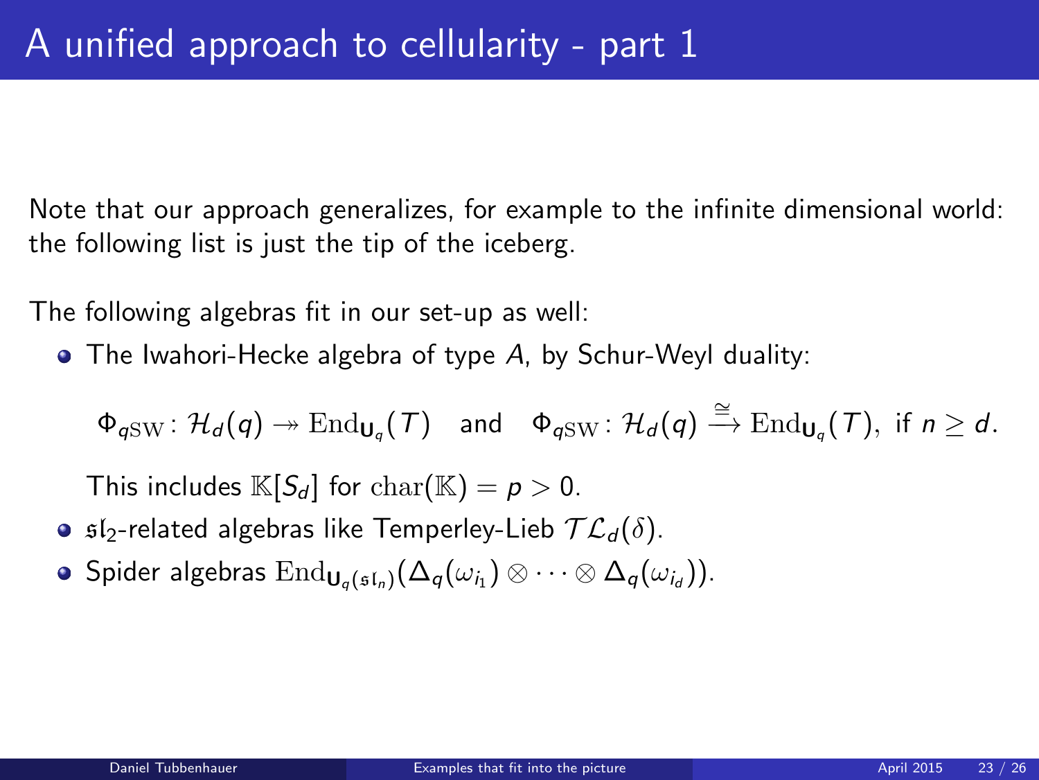# A unified approach to cellularity - part 1

Note that our approach generalizes, for example to the infinite dimensional world: the following list is just the tip of the iceberg.

The following algebras fit in our set-up as well:

- The Iwahori-Hecke algebra of type $A$, by Schur-Weyl duality:

  $$\Phi_{q\mathrm{SW}}\colon \mathcal{H}_d(q) \twoheadrightarrow \mathrm{End}_{\mathbf{U}_q}(T) \quad \text{and} \quad \Phi_{q\mathrm{SW}}\colon \mathcal{H}_d(q) \xrightarrow{\cong} \mathrm{End}_{\mathbf{U}_q}(T), \text{ if } n \geq d.$$

  This includes $\mathbb{K}[S_d]$ for $\mathrm{char}(\mathbb{K}) = p > 0$.
- $\mathfrak{sl}_2$-related algebras like Temperley-Lieb $\mathcal{TL}_d(\delta)$.
- Spider algebras $\mathrm{End}_{\mathbf{U}_q(\mathfrak{sl}_n)}(\Delta_q(\omega_{i_1}) \otimes \cdots \otimes \Delta_q(\omega_{i_d}))$.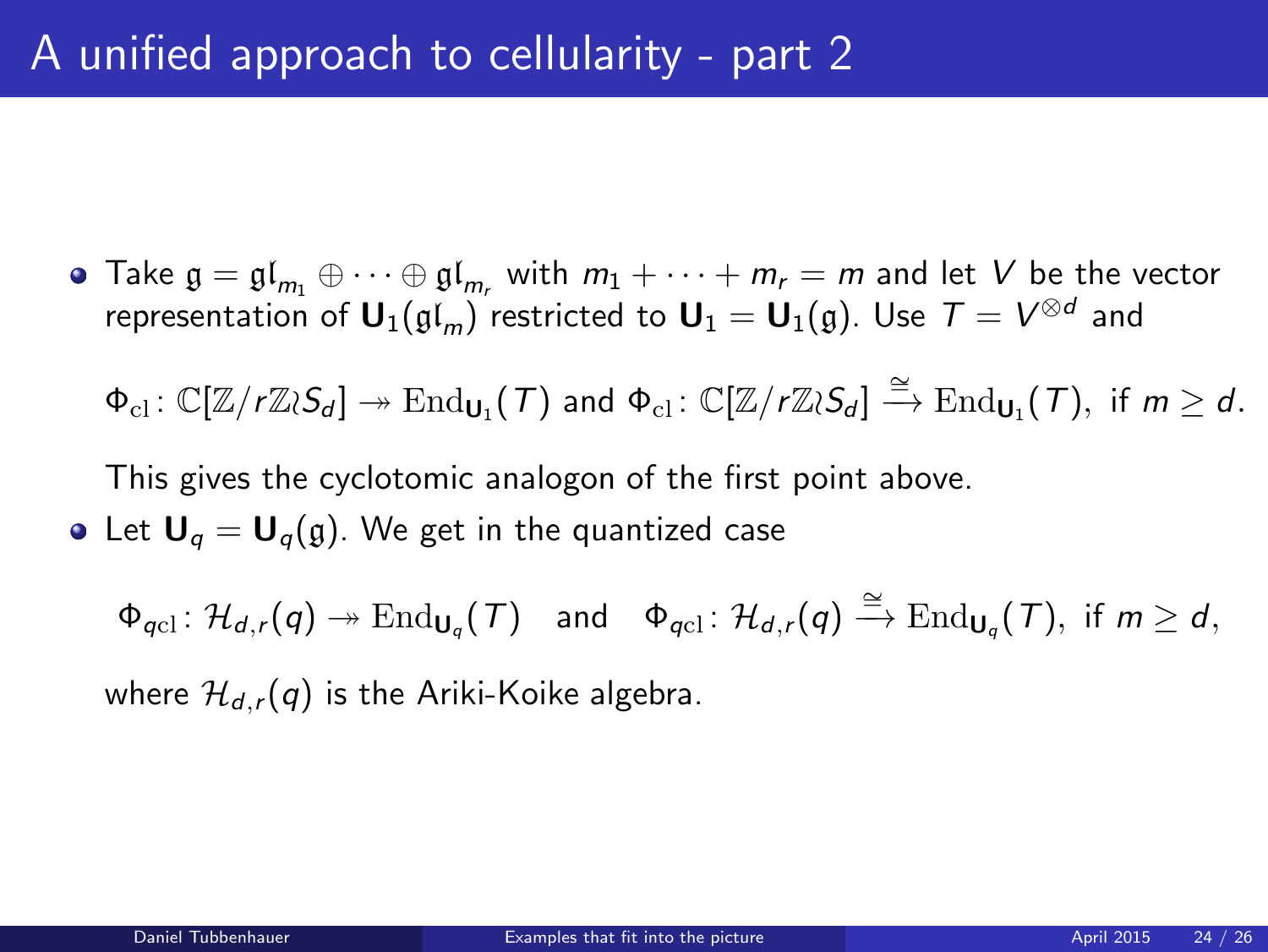# A unified approach to cellularity - part 2

- Take $\mathfrak{g} = \mathfrak{gl}_{m_1} \oplus \cdots \oplus \mathfrak{gl}_{m_r}$ with $m_1 + \cdots + m_r = m$ and let $V$ be the vector representation of $\mathbf{U}_1(\mathfrak{gl}_m)$ restricted to $\mathbf{U}_1 = \mathbf{U}_1(\mathfrak{g})$. Use $T = V^{\otimes d}$ and

  $$\Phi_{\mathrm{cl}} \colon \mathbb{C}[\mathbb{Z}/r\mathbb{Z} \wr S_d] \twoheadrightarrow \mathrm{End}_{\mathbf{U}_1}(T) \text{ and } \Phi_{\mathrm{cl}} \colon \mathbb{C}[\mathbb{Z}/r\mathbb{Z} \wr S_d] \xrightarrow{\cong} \mathrm{End}_{\mathbf{U}_1}(T), \text{ if } m \geq d.$$

  This gives the cyclotomic analogon of the first point above.
- Let $\mathbf{U}_q = \mathbf{U}_q(\mathfrak{g})$. We get in the quantized case

  $$\Phi_{q\mathrm{cl}} \colon \mathcal{H}_{d,r}(q) \twoheadrightarrow \mathrm{End}_{\mathbf{U}_q}(T) \quad \text{and} \quad \Phi_{q\mathrm{cl}} \colon \mathcal{H}_{d,r}(q) \xrightarrow{\cong} \mathrm{End}_{\mathbf{U}_q}(T), \text{ if } m \geq d,$$

  where $\mathcal{H}_{d,r}(q)$ is the Ariki-Koike algebra.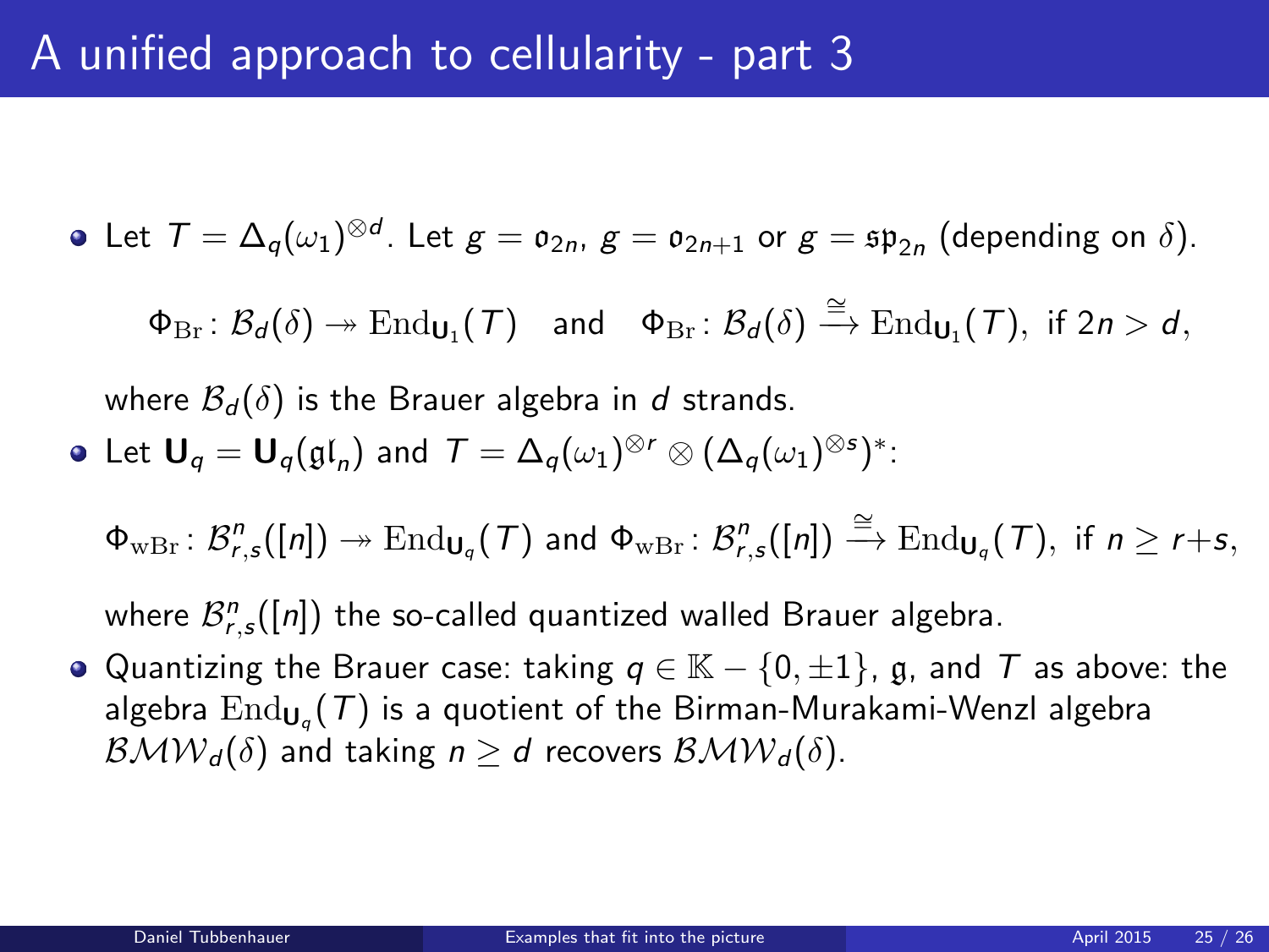# A unified approach to cellularity - part 3

- Let $T = \Delta_q(\omega_1)^{\otimes d}$. Let $g = \mathfrak{o}_{2n}$, $g = \mathfrak{o}_{2n+1}$ or $g = \mathfrak{sp}_{2n}$ (depending on $\delta$).

  $$\Phi_{\mathrm{Br}} \colon \mathcal{B}_d(\delta) \twoheadrightarrow \mathrm{End}_{\mathbf{U}_1}(T) \quad \text{and} \quad \Phi_{\mathrm{Br}} \colon \mathcal{B}_d(\delta) \xrightarrow{\cong} \mathrm{End}_{\mathbf{U}_1}(T), \text{ if } 2n > d,$$

  where $\mathcal{B}_d(\delta)$ is the Brauer algebra in $d$ strands.

- Let $\mathbf{U}_q = \mathbf{U}_q(\mathfrak{gl}_n)$ and $T = \Delta_q(\omega_1)^{\otimes r} \otimes (\Delta_q(\omega_1)^{\otimes s})^*$:

  $$\Phi_{\mathrm{wBr}} \colon \mathcal{B}^n_{r,s}([n]) \twoheadrightarrow \mathrm{End}_{\mathbf{U}_q}(T) \text{ and } \Phi_{\mathrm{wBr}} \colon \mathcal{B}^n_{r,s}([n]) \xrightarrow{\cong} \mathrm{End}_{\mathbf{U}_q}(T), \text{ if } n \geq r+s,$$

  where $\mathcal{B}^n_{r,s}([n])$ the so-called quantized walled Brauer algebra.

- Quantizing the Brauer case: taking $q \in \mathbb{K} - \{0, \pm 1\}$, $\mathfrak{g}$, and $T$ as above: the algebra $\mathrm{End}_{\mathbf{U}_q}(T)$ is a quotient of the Birman-Murakami-Wenzl algebra $\mathcal{BMW}_d(\delta)$ and taking $n \geq d$ recovers $\mathcal{BMW}_d(\delta)$.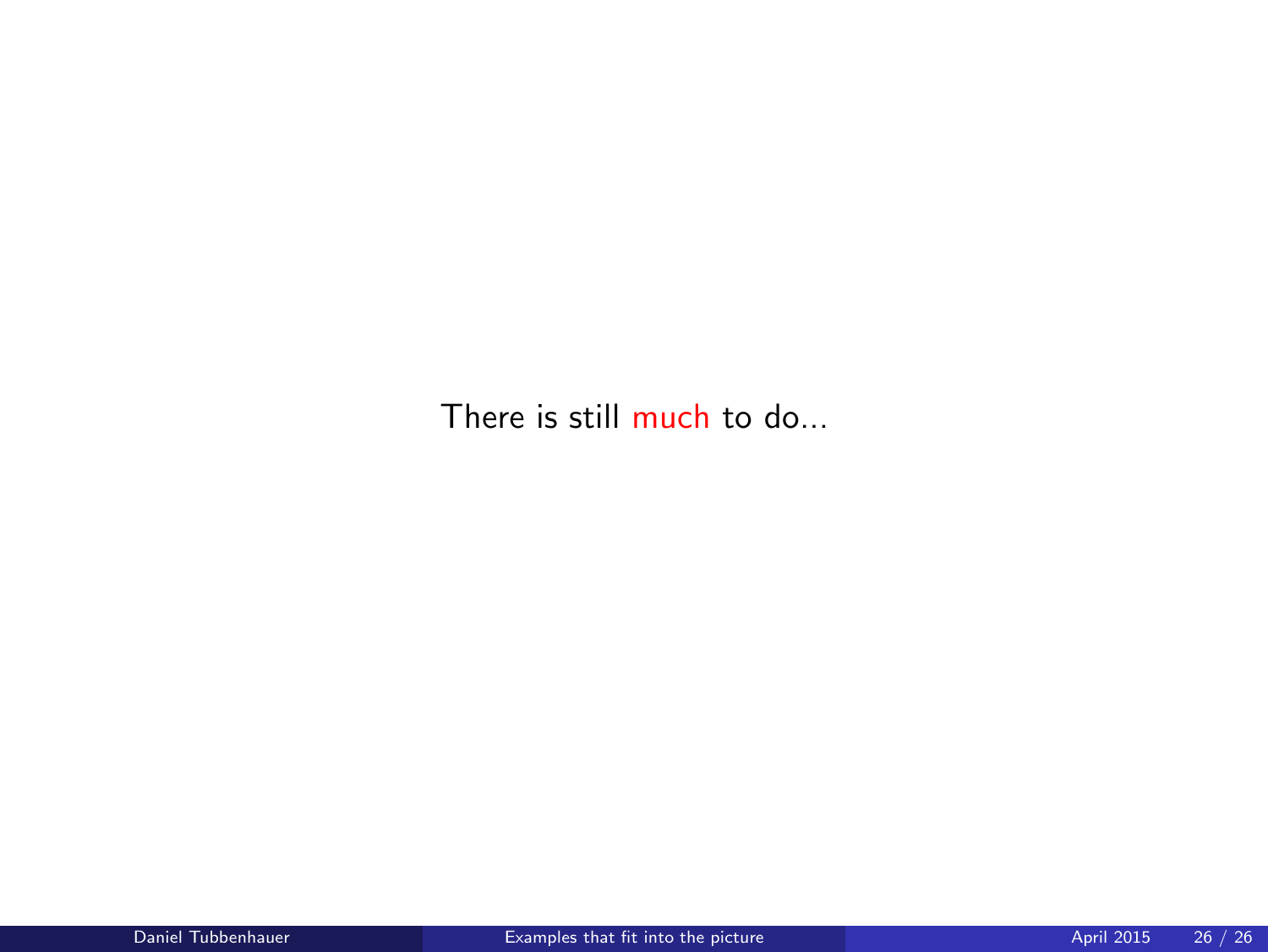There is still much to do...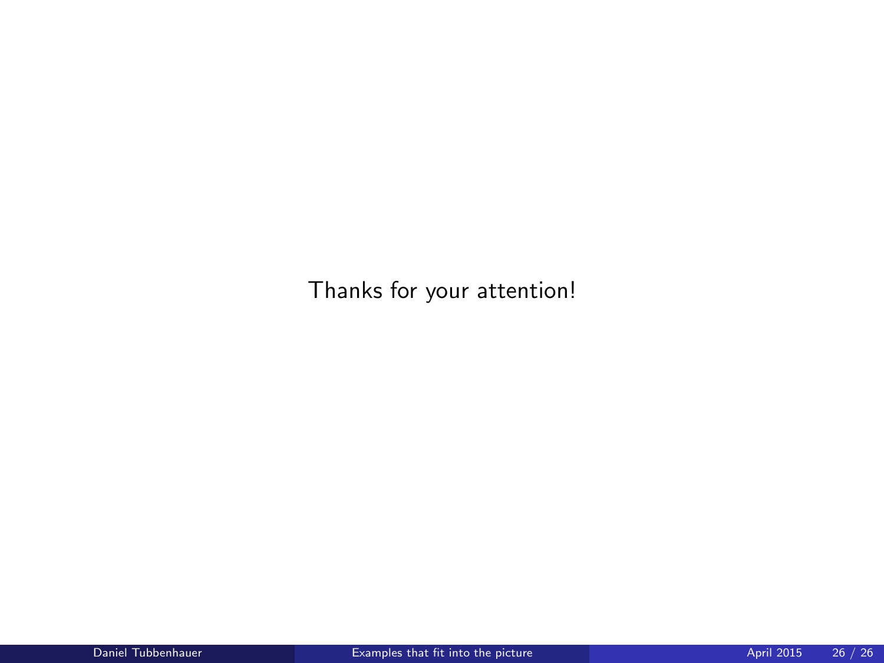Thanks for your attention!